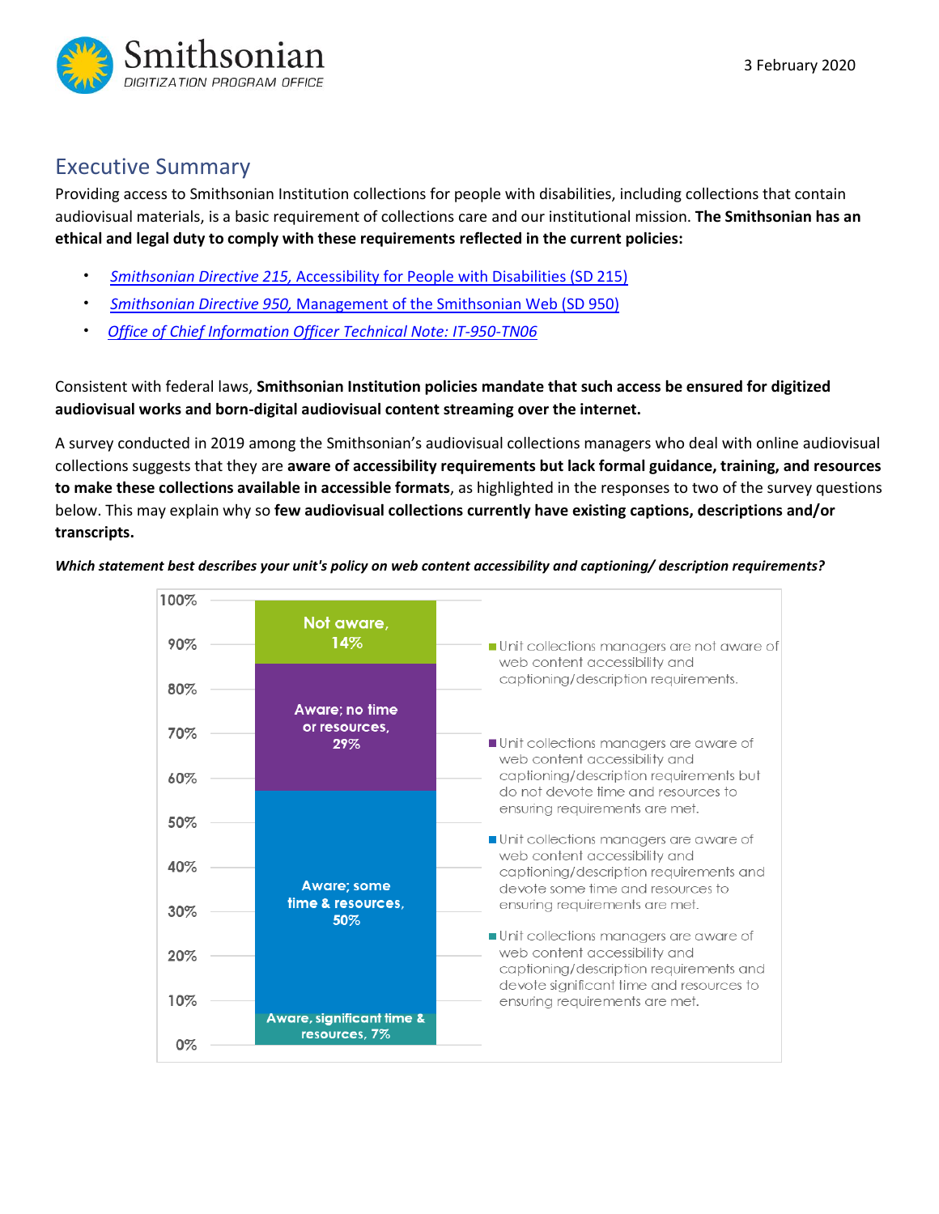3 February 2020

## Executive Summary

Providing access to Smithsonian Institution collections for people with disabilities, including collections that contain audiovisual materials, is a basic requirement of collections care and our institutional mission. **The Smithsonian has an ethical and legal duty to comply with these requirements reflected in the current policies:**

- *Smithsonian Directive 215,* Accessibility for People with Disabilities (SD 215)
- *Smithsonian Directive 950,* Management of the Smithsonian Web (SD 950)
- *Office of Chief Information Officer Technical Note: IT-950-TN06*

Consistent with federal laws, **Smithsonian Institution policies mandate that such access be ensured for digitized audiovisual works and born-digital audiovisual content streaming over the internet.**

A survey conducted in 2019 among the Smithsonian's audiovisual collections managers who deal with online audiovisual collections suggests that they are **aware of accessibility requirements but lack formal guidance, training, and resources to make these collections available in accessible formats**, as highlighted in the responses to two of the survey questions below. This may explain why so **few audiovisual collections currently have existing captions, descriptions and/or transcripts.**

***Which statement best describes your unit's policy on web content accessibility and captioning/ description requirements?***

| Response | Share |
| --- | --- |
| Not aware — Unit collections managers are not aware of web content accessibility and captioning/description requirements. | 14% |
| Aware; no time or resources — Unit collections managers are aware of web content accessibility and captioning/description requirements but do not devote time and resources to ensuring requirements are met. | 29% |
| Aware; some time & resources — Unit collections managers are aware of web content accessibility and captioning/description requirements and devote some time and resources to ensuring requirements are met. | 50% |
| Aware, significant time & resources — Unit collections managers are aware of web content accessibility and captioning/description requirements and devote significant time and resources to ensuring requirements are met. | 7% |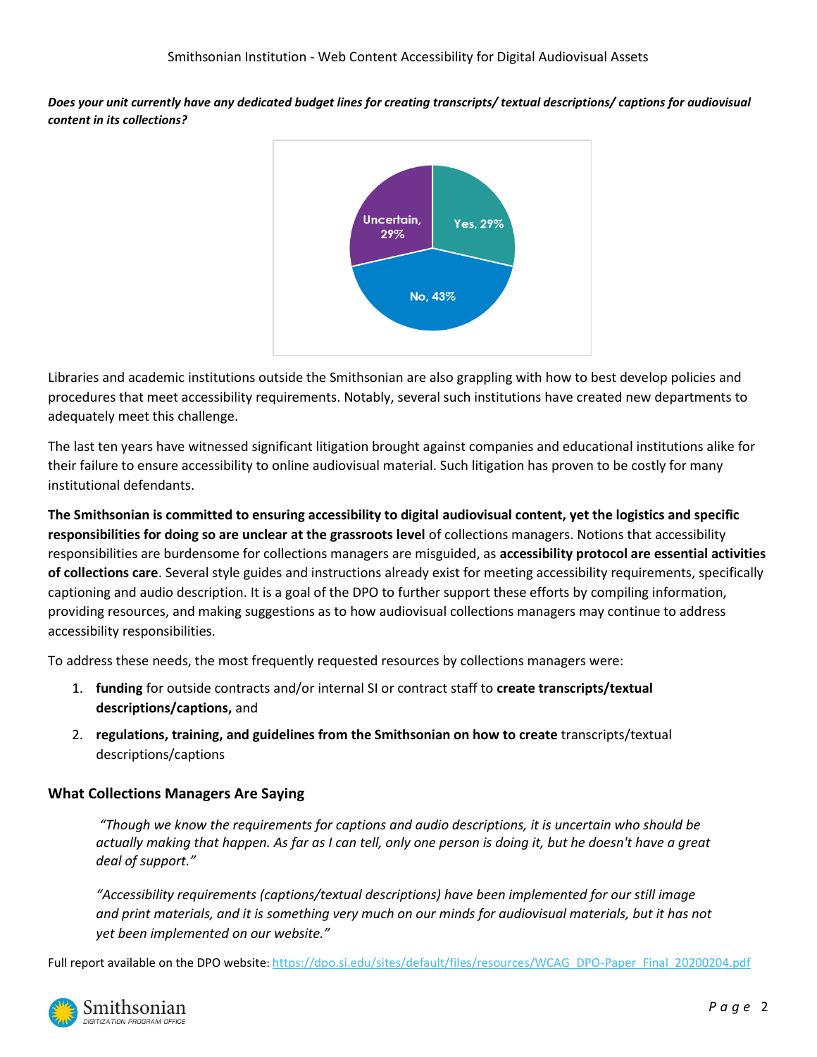***Does your unit currently have any dedicated budget lines for creating transcripts/ textual descriptions/ captions for audiovisual content in its collections?***

Uncertain, 29%

Yes, 29%

No, 43%

Libraries and academic institutions outside the Smithsonian are also grappling with how to best develop policies and procedures that meet accessibility requirements. Notably, several such institutions have created new departments to adequately meet this challenge.

The last ten years have witnessed significant litigation brought against companies and educational institutions alike for their failure to ensure accessibility to online audiovisual material. Such litigation has proven to be costly for many institutional defendants.

**The Smithsonian is committed to ensuring accessibility to digital audiovisual content, yet the logistics and specific responsibilities for doing so are unclear at the grassroots level** of collections managers. Notions that accessibility responsibilities are burdensome for collections managers are misguided, as **accessibility protocol are essential activities of collections care**. Several style guides and instructions already exist for meeting accessibility requirements, specifically captioning and audio description. It is a goal of the DPO to further support these efforts by compiling information, providing resources, and making suggestions as to how audiovisual collections managers may continue to address accessibility responsibilities.

To address these needs, the most frequently requested resources by collections managers were:

1. **funding** for outside contracts and/or internal SI or contract staff to **create transcripts/textual descriptions/captions,** and
2. **regulations, training, and guidelines from the Smithsonian on how to create** transcripts/textual descriptions/captions

### What Collections Managers Are Saying

> *"Though we know the requirements for captions and audio descriptions, it is uncertain who should be actually making that happen. As far as I can tell, only one person is doing it, but he doesn't have a great deal of support."*

> *"Accessibility requirements (captions/textual descriptions) have been implemented for our still image and print materials, and it is something very much on our minds for audiovisual materials, but it has not yet been implemented on our website."*

Full report available on the DPO website: https://dpo.si.edu/sites/default/files/resources/WCAG_DPO-Paper_Final_20200204.pdf